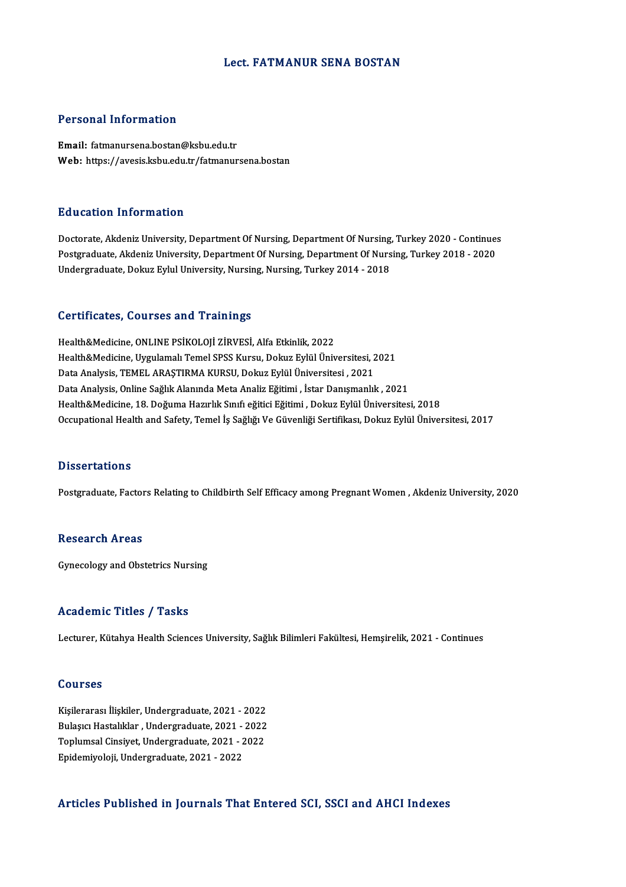# Lect. FATMANUR SENA BOSTAN

## Personal Information

**Email:** fatmanursena.bostan@ksbu.edu.tr
**Web:** https://avesis.ksbu.edu.tr/fatmanursena.bostan

## Education Information

Doctorate, Akdeniz University, Department Of Nursing, Department Of Nursing, Turkey 2020 - Continues
Postgraduate, Akdeniz University, Department Of Nursing, Department Of Nursing, Turkey 2018 - 2020
Undergraduate, Dokuz Eylul University, Nursing, Nursing, Turkey 2014 - 2018

## Certificates, Courses and Trainings

Health&Medicine, ONLINE PSİKOLOJİ ZİRVESİ, Alfa Etkinlik, 2022
Health&Medicine, Uygulamalı Temel SPSS Kursu, Dokuz Eylül Üniversitesi, 2021
Data Analysis, TEMEL ARAŞTIRMA KURSU, Dokuz Eylül Üniversitesi , 2021
Data Analysis, Online Sağlık Alanında Meta Analiz Eğitimi , İstar Danışmanlık , 2021
Health&Medicine, 18. Doğuma Hazırlık Sınıfı eğitici Eğitimi , Dokuz Eylül Üniversitesi, 2018
Occupational Health and Safety, Temel İş Sağlığı Ve Güvenliği Sertifikası, Dokuz Eylül Üniversitesi, 2017

## Dissertations

Postgraduate, Factors Relating to Childbirth Self Efficacy among Pregnant Women , Akdeniz University, 2020

## Research Areas

Gynecology and Obstetrics Nursing

## Academic Titles / Tasks

Lecturer, Kütahya Health Sciences University, Sağlık Bilimleri Fakültesi, Hemşirelik, 2021 - Continues

## Courses

Kişilerarası İlişkiler, Undergraduate, 2021 - 2022
Bulaşıcı Hastalıklar , Undergraduate, 2021 - 2022
Toplumsal Cinsiyet, Undergraduate, 2021 - 2022
Epidemiyoloji, Undergraduate, 2021 - 2022

## Articles Published in Journals That Entered SCI, SSCI and AHCI Indexes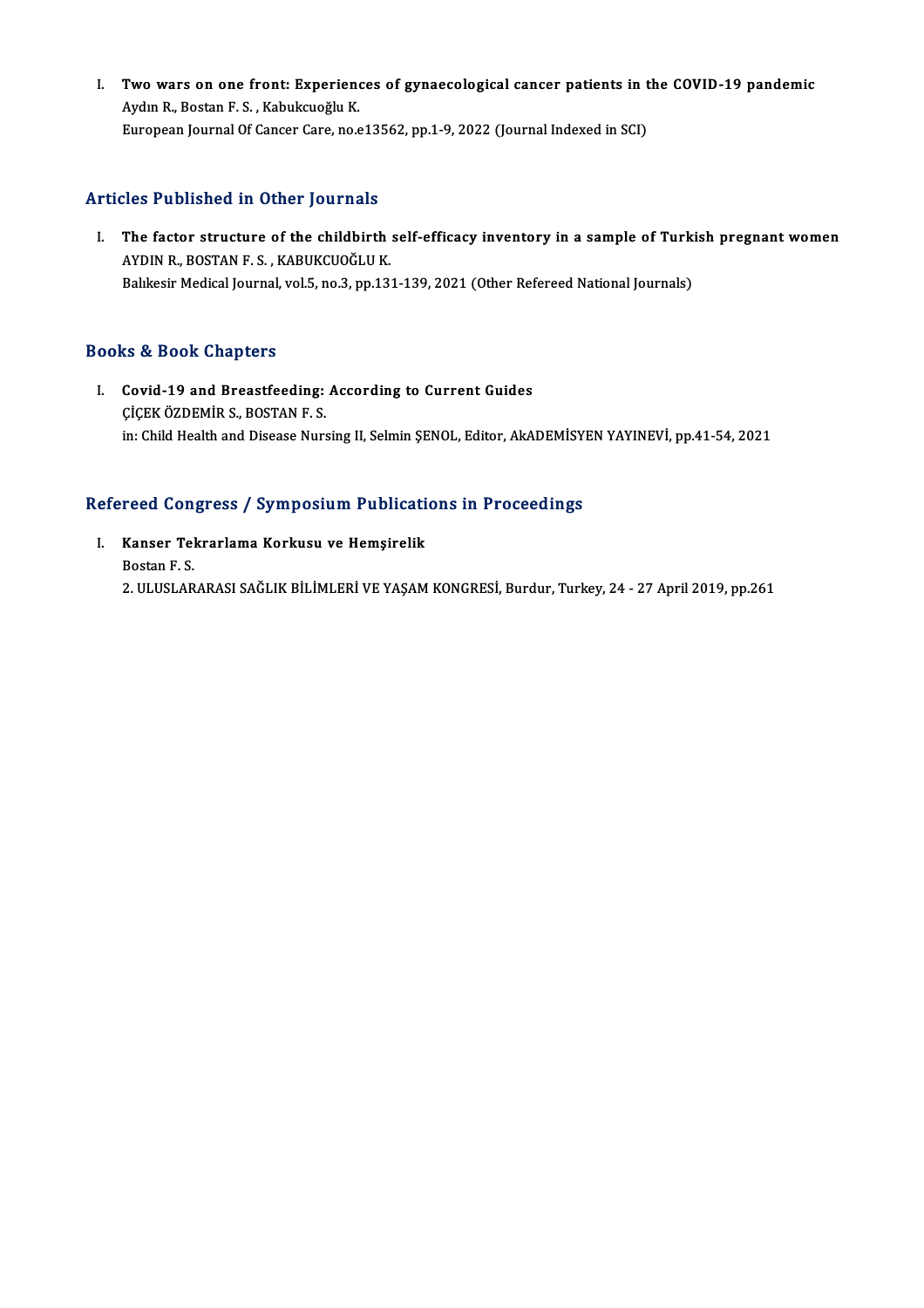I. **Two wars on one front: Experiences of gynaecological cancer patients in the COVID-19 pandemic**
Aydın R., Bostan F. S. , Kabukcuoğlu K.
European Journal Of Cancer Care, no.e13562, pp.1-9, 2022 (Journal Indexed in SCI)

## Articles Published in Other Journals

I. **The factor structure of the childbirth self-efficacy inventory in a sample of Turkish pregnant women**
AYDIN R., BOSTAN F. S. , KABUKCUOĞLU K.
Balıkesir Medical Journal, vol.5, no.3, pp.131-139, 2021 (Other Refereed National Journals)

## Books & Book Chapters

I. **Covid-19 and Breastfeeding: According to Current Guides**
ÇİÇEK ÖZDEMİR S., BOSTAN F. S.
in: Child Health and Disease Nursing II, Selmin ŞENOL, Editor, AkADEMİSYEN YAYINEVİ, pp.41-54, 2021

## Refereed Congress / Symposium Publications in Proceedings

I. **Kanser Tekrarlama Korkusu ve Hemşirelik**
Bostan F. S.
2. ULUSLARARASI SAĞLIK BİLİMLERİ VE YAŞAM KONGRESİ, Burdur, Turkey, 24 - 27 April 2019, pp.261